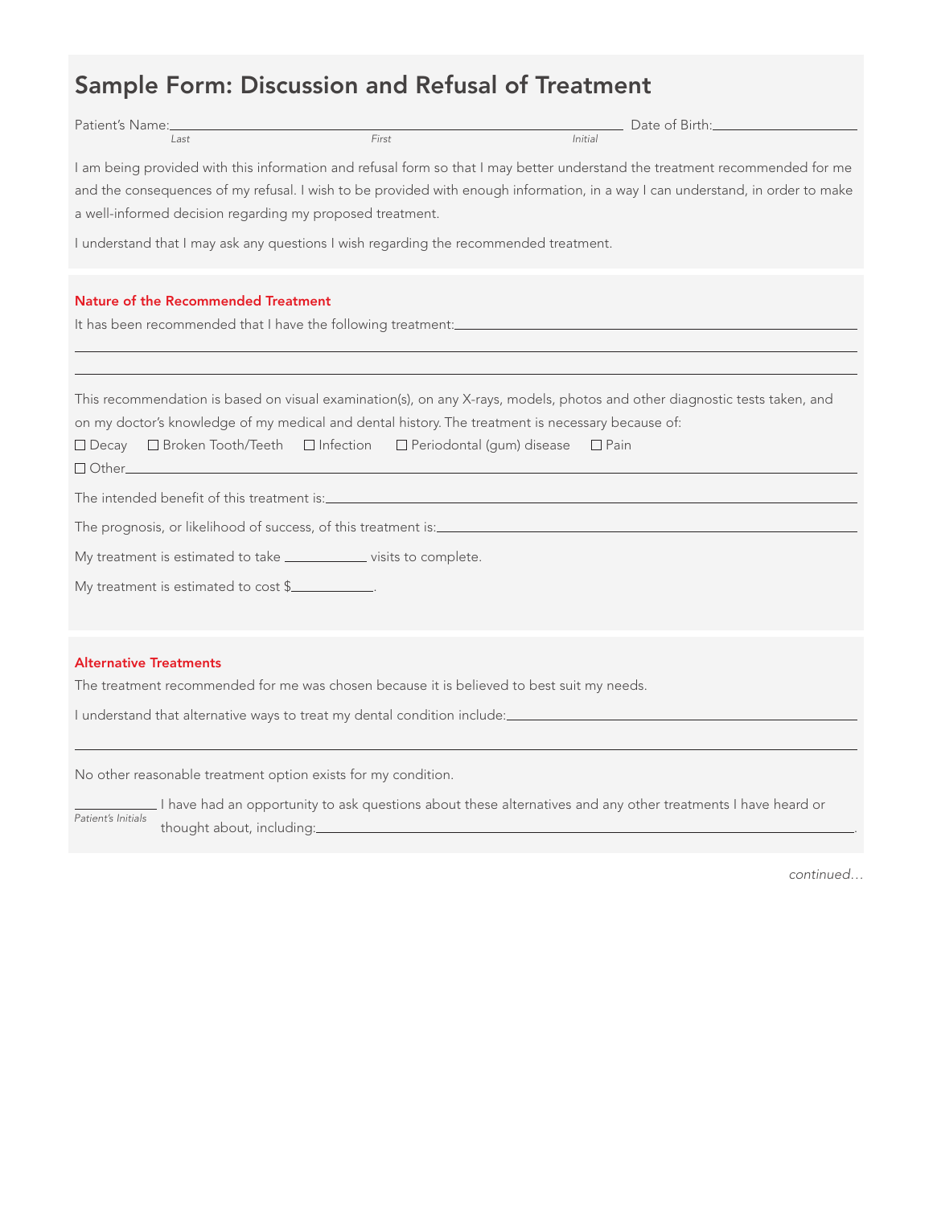# Sample Form: Discussion and Refusal of Treatment

Patient's Name: ______________________________________________ Date of Birth: ________________
*Last* *First* *Initial*

I am being provided with this information and refusal form so that I may better understand the treatment recommended for me and the consequences of my refusal. I wish to be provided with enough information, in a way I can understand, in order to make a well-informed decision regarding my proposed treatment.

I understand that I may ask any questions I wish regarding the recommended treatment.

## Nature of the Recommended Treatment

It has been recommended that I have the following treatment: ______________________________________________

______________________________________________

______________________________________________

This recommendation is based on visual examination(s), on any X-rays, models, photos and other diagnostic tests taken, and on my doctor's knowledge of my medical and dental history. The treatment is necessary because of:

☐ Decay ☐ Broken Tooth/Teeth ☐ Infection ☐ Periodontal (gum) disease ☐ Pain

☐ Other ______________________________________________

The intended benefit of this treatment is: ______________________________________________

The prognosis, or likelihood of success, of this treatment is: ______________________________________________

My treatment is estimated to take ____________ visits to complete.

My treatment is estimated to cost $____________.

## Alternative Treatments

The treatment recommended for me was chosen because it is believed to best suit my needs.

I understand that alternative ways to treat my dental condition include: ______________________________________________

______________________________________________

No other reasonable treatment option exists for my condition.

____________ I have had an opportunity to ask questions about these alternatives and any other treatments I have heard or thought about, including: ______________________________________________.
*Patient's Initials*

*continued…*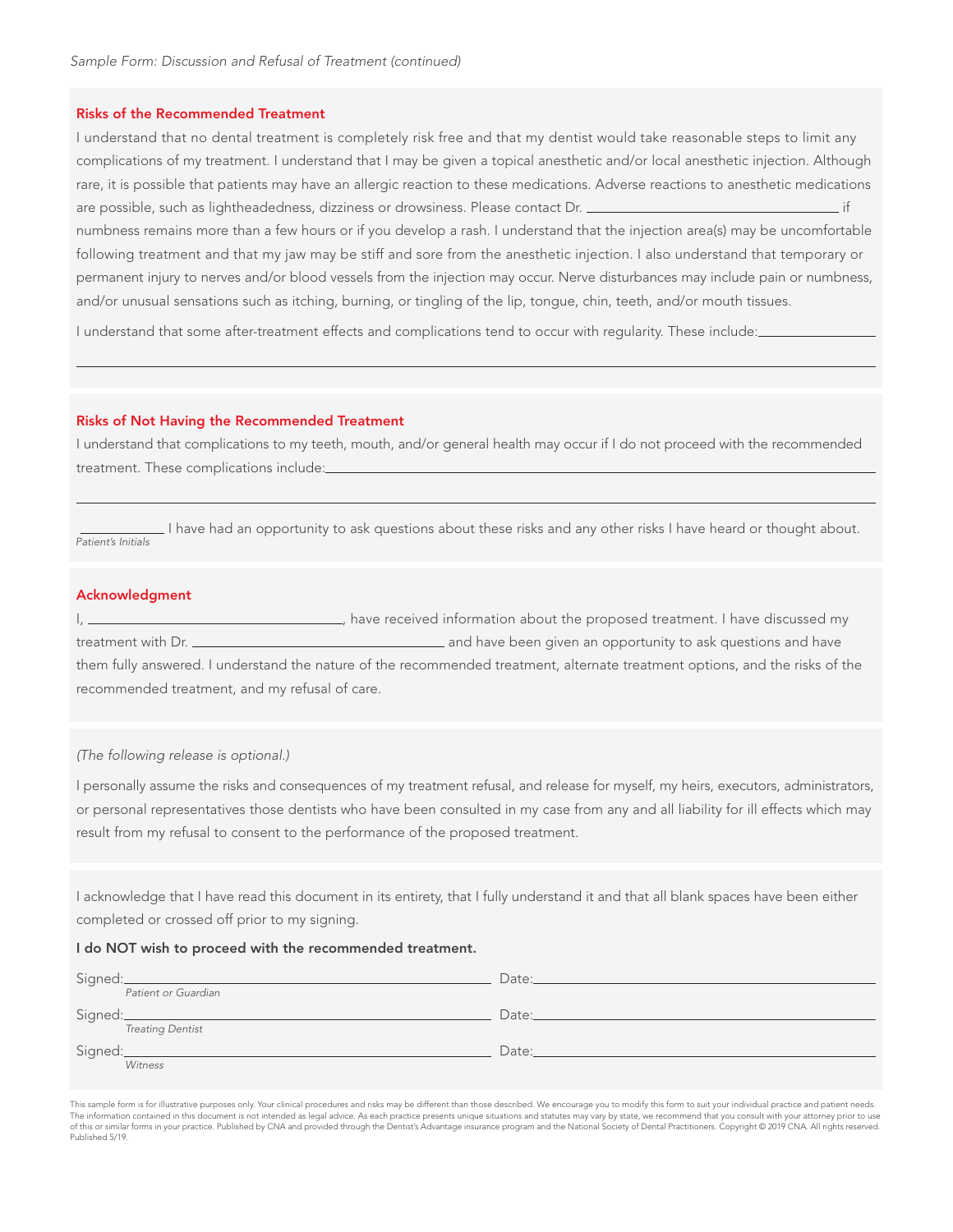*Sample Form: Discussion and Refusal of Treatment (continued)*

## Risks of the Recommended Treatment

I understand that no dental treatment is completely risk free and that my dentist would take reasonable steps to limit any complications of my treatment. I understand that I may be given a topical anesthetic and/or local anesthetic injection. Although rare, it is possible that patients may have an allergic reaction to these medications. Adverse reactions to anesthetic medications are possible, such as lightheadedness, dizziness or drowsiness. Please contact Dr. ______________________________ if numbness remains more than a few hours or if you develop a rash. I understand that the injection area(s) may be uncomfortable following treatment and that my jaw may be stiff and sore from the anesthetic injection. I also understand that temporary or permanent injury to nerves and/or blood vessels from the injection may occur. Nerve disturbances may include pain or numbness, and/or unusual sensations such as itching, burning, or tingling of the lip, tongue, chin, teeth, and/or mouth tissues.

I understand that some after-treatment effects and complications tend to occur with regularity. These include: ______________

______________________________________________________________________________

## Risks of Not Having the Recommended Treatment

I understand that complications to my teeth, mouth, and/or general health may occur if I do not proceed with the recommended treatment. These complications include: ______________________________________________________________

______________________________________________________________________________

__________ I have had an opportunity to ask questions about these risks and any other risks I have heard or thought about.
*Patient's Initials*

## Acknowledgment

I, ______________________________, have received information about the proposed treatment. I have discussed my treatment with Dr. ______________________________ and have been given an opportunity to ask questions and have them fully answered. I understand the nature of the recommended treatment, alternate treatment options, and the risks of the recommended treatment, and my refusal of care.

*(The following release is optional.)*

I personally assume the risks and consequences of my treatment refusal, and release for myself, my heirs, executors, administrators, or personal representatives those dentists who have been consulted in my case from any and all liability for ill effects which may result from my refusal to consent to the performance of the proposed treatment.

I acknowledge that I have read this document in its entirety, that I fully understand it and that all blank spaces have been either completed or crossed off prior to my signing.

**I do NOT wish to proceed with the recommended treatment.**

Signed: ______________________________ Date: ______________________________
*Patient or Guardian*

Signed: ______________________________ Date: ______________________________
*Treating Dentist*

Signed: ______________________________ Date: ______________________________
*Witness*

This sample form is for illustrative purposes only. Your clinical procedures and risks may be different than those described. We encourage you to modify this form to suit your individual practice and patient needs. The information contained in this document is not intended as legal advice. As each practice presents unique situations and statutes may vary by state, we recommend that you consult with your attorney prior to use of this or similar forms in your practice. Published by CNA and provided through the Dentist's Advantage insurance program and the National Society of Dental Practitioners. Copyright © 2019 CNA. All rights reserved. Published 5/19.